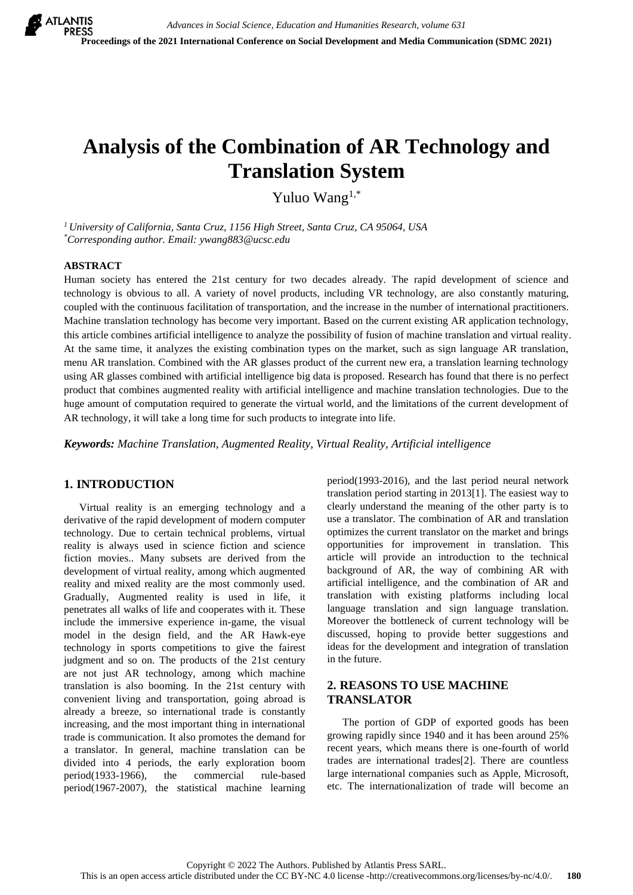# Analysis of the Combination of AR Technology and Translation System

Yuluo Wang[1,*]

[1] *University of California, Santa Cruz, 1156 High Street, Santa Cruz, CA 95064, USA*
[*] *Corresponding author. Email: ywang883@ucsc.edu*

## ABSTRACT

Human society has entered the 21st century for two decades already. The rapid development of science and technology is obvious to all. A variety of novel products, including VR technology, are also constantly maturing, coupled with the continuous facilitation of transportation, and the increase in the number of international practitioners. Machine translation technology has become very important. Based on the current existing AR application technology, this article combines artificial intelligence to analyze the possibility of fusion of machine translation and virtual reality. At the same time, it analyzes the existing combination types on the market, such as sign language AR translation, menu AR translation. Combined with the AR glasses product of the current new era, a translation learning technology using AR glasses combined with artificial intelligence big data is proposed. Research has found that there is no perfect product that combines augmented reality with artificial intelligence and machine translation technologies. Due to the huge amount of computation required to generate the virtual world, and the limitations of the current development of AR technology, it will take a long time for such products to integrate into life.

***Keywords:*** *Machine Translation, Augmented Reality, Virtual Reality, Artificial intelligence*

## 1. INTRODUCTION

Virtual reality is an emerging technology and a derivative of the rapid development of modern computer technology. Due to certain technical problems, virtual reality is always used in science fiction and science fiction movies.. Many subsets are derived from the development of virtual reality, among which augmented reality and mixed reality are the most commonly used. Gradually, Augmented reality is used in life, it penetrates all walks of life and cooperates with it. These include the immersive experience in-game, the visual model in the design field, and the AR Hawk-eye technology in sports competitions to give the fairest judgment and so on. The products of the 21st century are not just AR technology, among which machine translation is also booming. In the 21st century with convenient living and transportation, going abroad is already a breeze, so international trade is constantly increasing, and the most important thing in international trade is communication. It also promotes the demand for a translator. In general, machine translation can be divided into 4 periods, the early exploration boom period(1933-1966), the commercial rule-based period(1967-2007), the statistical machine learning period(1993-2016), and the last period neural network translation period starting in 2013[1]. The easiest way to clearly understand the meaning of the other party is to use a translator. The combination of AR and translation optimizes the current translator on the market and brings opportunities for improvement in translation. This article will provide an introduction to the technical background of AR, the way of combining AR with artificial intelligence, and the combination of AR and translation with existing platforms including local language translation and sign language translation. Moreover the bottleneck of current technology will be discussed, hoping to provide better suggestions and ideas for the development and integration of translation in the future.

## 2. REASONS TO USE MACHINE TRANSLATOR

The portion of GDP of exported goods has been growing rapidly since 1940 and it has been around 25% recent years, which means there is one-fourth of world trades are international trades[2]. There are countless large international companies such as Apple, Microsoft, etc. The internationalization of trade will become an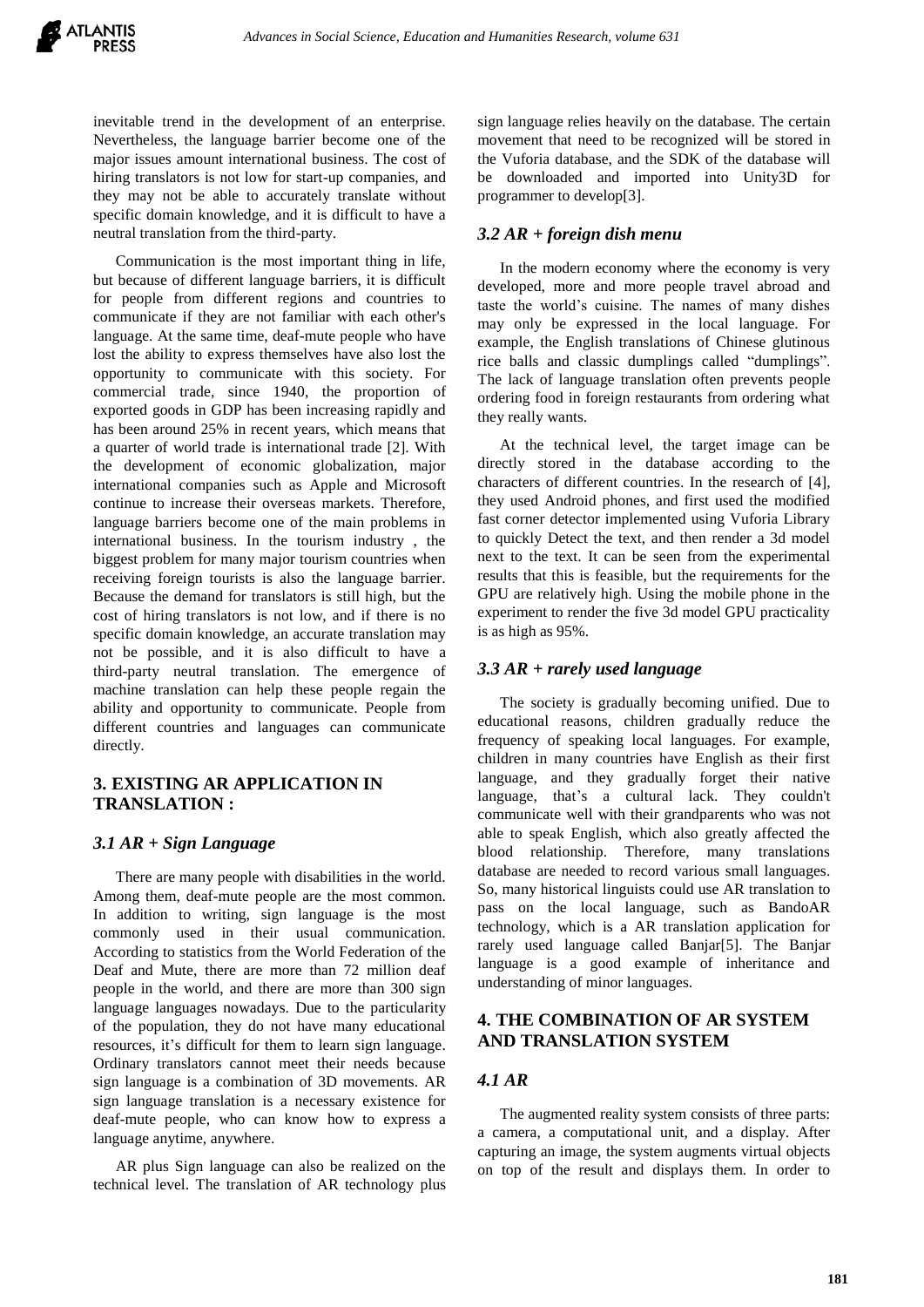inevitable trend in the development of an enterprise. Nevertheless, the language barrier become one of the major issues amount international business. The cost of hiring translators is not low for start-up companies, and they may not be able to accurately translate without specific domain knowledge, and it is difficult to have a neutral translation from the third-party.

Communication is the most important thing in life, but because of different language barriers, it is difficult for people from different regions and countries to communicate if they are not familiar with each other's language. At the same time, deaf-mute people who have lost the ability to express themselves have also lost the opportunity to communicate with this society. For commercial trade, since 1940, the proportion of exported goods in GDP has been increasing rapidly and has been around 25% in recent years, which means that a quarter of world trade is international trade [2]. With the development of economic globalization, major international companies such as Apple and Microsoft continue to increase their overseas markets. Therefore, language barriers become one of the main problems in international business. In the tourism industry , the biggest problem for many major tourism countries when receiving foreign tourists is also the language barrier. Because the demand for translators is still high, but the cost of hiring translators is not low, and if there is no specific domain knowledge, an accurate translation may not be possible, and it is also difficult to have a third-party neutral translation. The emergence of machine translation can help these people regain the ability and opportunity to communicate. People from different countries and languages can communicate directly.

## 3. EXISTING AR APPLICATION IN TRANSLATION :

### *3.1 AR + Sign Language*

There are many people with disabilities in the world. Among them, deaf-mute people are the most common. In addition to writing, sign language is the most commonly used in their usual communication. According to statistics from the World Federation of the Deaf and Mute, there are more than 72 million deaf people in the world, and there are more than 300 sign language languages nowadays. Due to the particularity of the population, they do not have many educational resources, it's difficult for them to learn sign language. Ordinary translators cannot meet their needs because sign language is a combination of 3D movements. AR sign language translation is a necessary existence for deaf-mute people, who can know how to express a language anytime, anywhere.

AR plus Sign language can also be realized on the technical level. The translation of AR technology plus sign language relies heavily on the database. The certain movement that need to be recognized will be stored in the Vuforia database, and the SDK of the database will be downloaded and imported into Unity3D for programmer to develop[3].

### *3.2 AR + foreign dish menu*

In the modern economy where the economy is very developed, more and more people travel abroad and taste the world's cuisine. The names of many dishes may only be expressed in the local language. For example, the English translations of Chinese glutinous rice balls and classic dumplings called "dumplings". The lack of language translation often prevents people ordering food in foreign restaurants from ordering what they really wants.

At the technical level, the target image can be directly stored in the database according to the characters of different countries. In the research of [4], they used Android phones, and first used the modified fast corner detector implemented using Vuforia Library to quickly Detect the text, and then render a 3d model next to the text. It can be seen from the experimental results that this is feasible, but the requirements for the GPU are relatively high. Using the mobile phone in the experiment to render the five 3d model GPU practicality is as high as 95%.

### *3.3 AR + rarely used language*

The society is gradually becoming unified. Due to educational reasons, children gradually reduce the frequency of speaking local languages. For example, children in many countries have English as their first language, and they gradually forget their native language, that's a cultural lack. They couldn't communicate well with their grandparents who was not able to speak English, which also greatly affected the blood relationship. Therefore, many translations database are needed to record various small languages. So, many historical linguists could use AR translation to pass on the local language, such as BandoAR technology, which is a AR translation application for rarely used language called Banjar[5]. The Banjar language is a good example of inheritance and understanding of minor languages.

## 4. THE COMBINATION OF AR SYSTEM AND TRANSLATION SYSTEM

### *4.1 AR*

The augmented reality system consists of three parts: a camera, a computational unit, and a display. After capturing an image, the system augments virtual objects on top of the result and displays them. In order to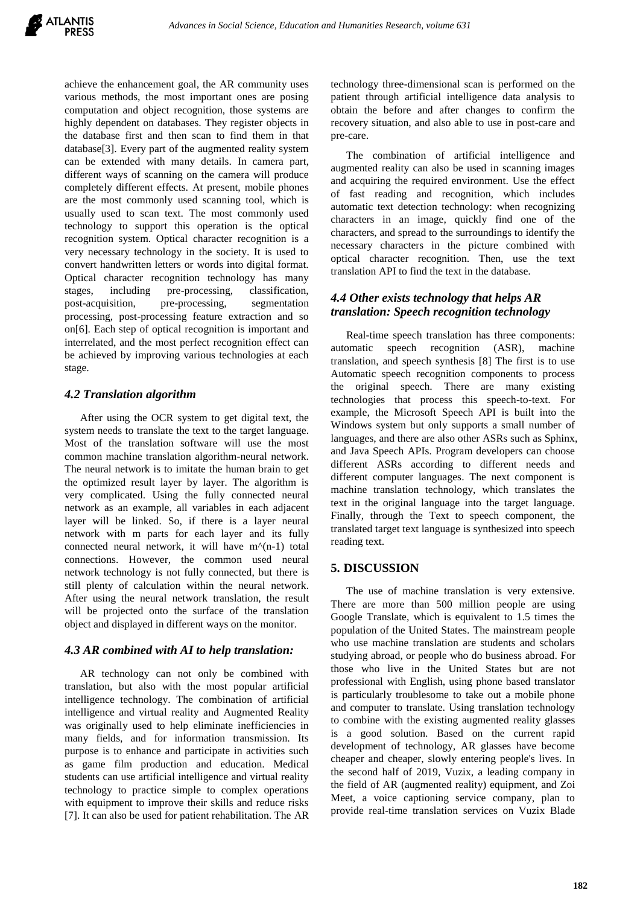achieve the enhancement goal, the AR community uses various methods, the most important ones are posing computation and object recognition, those systems are highly dependent on databases. They register objects in the database first and then scan to find them in that database[3]. Every part of the augmented reality system can be extended with many details. In camera part, different ways of scanning on the camera will produce completely different effects. At present, mobile phones are the most commonly used scanning tool, which is usually used to scan text. The most commonly used technology to support this operation is the optical recognition system. Optical character recognition is a very necessary technology in the society. It is used to convert handwritten letters or words into digital format. Optical character recognition technology has many stages, including pre-processing, classification, post-acquisition, pre-processing, segmentation processing, post-processing feature extraction and so on[6]. Each step of optical recognition is important and interrelated, and the most perfect recognition effect can be achieved by improving various technologies at each stage.

### *4.2 Translation algorithm*

After using the OCR system to get digital text, the system needs to translate the text to the target language. Most of the translation software will use the most common machine translation algorithm-neural network. The neural network is to imitate the human brain to get the optimized result layer by layer. The algorithm is very complicated. Using the fully connected neural network as an example, all variables in each adjacent layer will be linked. So, if there is a layer neural network with m parts for each layer and its fully connected neural network, it will have m^(n-1) total connections. However, the common used neural network technology is not fully connected, but there is still plenty of calculation within the neural network. After using the neural network translation, the result will be projected onto the surface of the translation object and displayed in different ways on the monitor.

### *4.3 AR combined with AI to help translation:*

AR technology can not only be combined with translation, but also with the most popular artificial intelligence technology. The combination of artificial intelligence and virtual reality and Augmented Reality was originally used to help eliminate inefficiencies in many fields, and for information transmission. Its purpose is to enhance and participate in activities such as game film production and education. Medical students can use artificial intelligence and virtual reality technology to practice simple to complex operations with equipment to improve their skills and reduce risks [7]. It can also be used for patient rehabilitation. The AR technology three-dimensional scan is performed on the patient through artificial intelligence data analysis to obtain the before and after changes to confirm the recovery situation, and also able to use in post-care and pre-care.

The combination of artificial intelligence and augmented reality can also be used in scanning images and acquiring the required environment. Use the effect of fast reading and recognition, which includes automatic text detection technology: when recognizing characters in an image, quickly find one of the characters, and spread to the surroundings to identify the necessary characters in the picture combined with optical character recognition. Then, use the text translation API to find the text in the database.

### *4.4 Other exists technology that helps AR translation: Speech recognition technology*

Real-time speech translation has three components: automatic speech recognition (ASR), machine translation, and speech synthesis [8] The first is to use Automatic speech recognition components to process the original speech. There are many existing technologies that process this speech-to-text. For example, the Microsoft Speech API is built into the Windows system but only supports a small number of languages, and there are also other ASRs such as Sphinx, and Java Speech APIs. Program developers can choose different ASRs according to different needs and different computer languages. The next component is machine translation technology, which translates the text in the original language into the target language. Finally, through the Text to speech component, the translated target text language is synthesized into speech reading text.

## 5. DISCUSSION

The use of machine translation is very extensive. There are more than 500 million people are using Google Translate, which is equivalent to 1.5 times the population of the United States. The mainstream people who use machine translation are students and scholars studying abroad, or people who do business abroad. For those who live in the United States but are not professional with English, using phone based translator is particularly troublesome to take out a mobile phone and computer to translate. Using translation technology to combine with the existing augmented reality glasses is a good solution. Based on the current rapid development of technology, AR glasses have become cheaper and cheaper, slowly entering people's lives. In the second half of 2019, Vuzix, a leading company in the field of AR (augmented reality) equipment, and Zoi Meet, a voice captioning service company, plan to provide real-time translation services on Vuzix Blade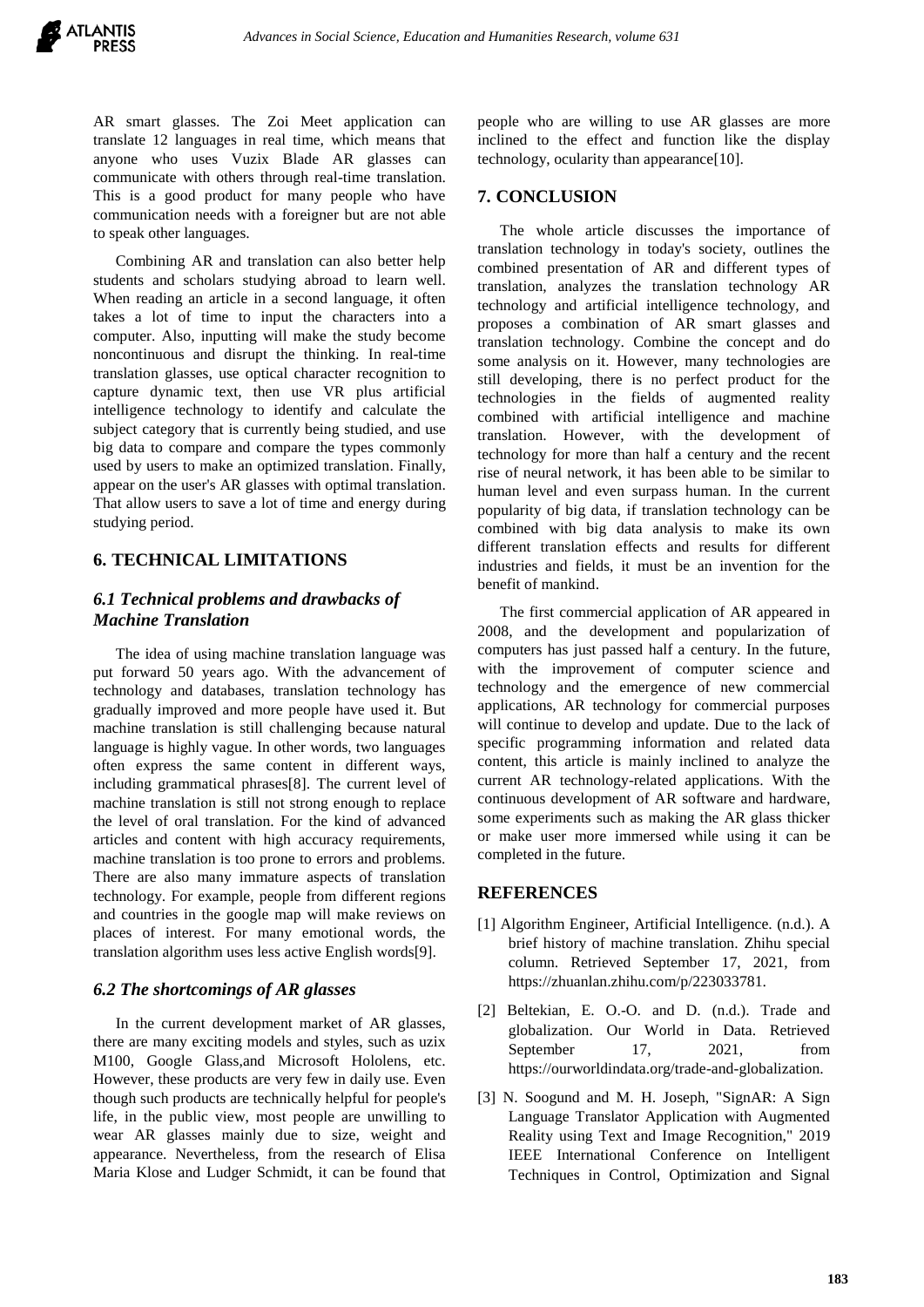AR smart glasses. The Zoi Meet application can translate 12 languages in real time, which means that anyone who uses Vuzix Blade AR glasses can communicate with others through real-time translation. This is a good product for many people who have communication needs with a foreigner but are not able to speak other languages.

Combining AR and translation can also better help students and scholars studying abroad to learn well. When reading an article in a second language, it often takes a lot of time to input the characters into a computer. Also, inputting will make the study become noncontinuous and disrupt the thinking. In real-time translation glasses, use optical character recognition to capture dynamic text, then use VR plus artificial intelligence technology to identify and calculate the subject category that is currently being studied, and use big data to compare and compare the types commonly used by users to make an optimized translation. Finally, appear on the user's AR glasses with optimal translation. That allow users to save a lot of time and energy during studying period.

## 6. TECHNICAL LIMITATIONS

### *6.1 Technical problems and drawbacks of Machine Translation*

The idea of using machine translation language was put forward 50 years ago. With the advancement of technology and databases, translation technology has gradually improved and more people have used it. But machine translation is still challenging because natural language is highly vague. In other words, two languages often express the same content in different ways, including grammatical phrases[8]. The current level of machine translation is still not strong enough to replace the level of oral translation. For the kind of advanced articles and content with high accuracy requirements, machine translation is too prone to errors and problems. There are also many immature aspects of translation technology. For example, people from different regions and countries in the google map will make reviews on places of interest. For many emotional words, the translation algorithm uses less active English words[9].

### *6.2 The shortcomings of AR glasses*

In the current development market of AR glasses, there are many exciting models and styles, such as uzix M100, Google Glass,and Microsoft Hololens, etc. However, these products are very few in daily use. Even though such products are technically helpful for people's life, in the public view, most people are unwilling to wear AR glasses mainly due to size, weight and appearance. Nevertheless, from the research of Elisa Maria Klose and Ludger Schmidt, it can be found that people who are willing to use AR glasses are more inclined to the effect and function like the display technology, ocularity than appearance[10].

## 7. CONCLUSION

The whole article discusses the importance of translation technology in today's society, outlines the combined presentation of AR and different types of translation, analyzes the translation technology AR technology and artificial intelligence technology, and proposes a combination of AR smart glasses and translation technology. Combine the concept and do some analysis on it. However, many technologies are still developing, there is no perfect product for the technologies in the fields of augmented reality combined with artificial intelligence and machine translation. However, with the development of technology for more than half a century and the recent rise of neural network, it has been able to be similar to human level and even surpass human. In the current popularity of big data, if translation technology can be combined with big data analysis to make its own different translation effects and results for different industries and fields, it must be an invention for the benefit of mankind.

The first commercial application of AR appeared in 2008, and the development and popularization of computers has just passed half a century. In the future, with the improvement of computer science and technology and the emergence of new commercial applications, AR technology for commercial purposes will continue to develop and update. Due to the lack of specific programming information and related data content, this article is mainly inclined to analyze the current AR technology-related applications. With the continuous development of AR software and hardware, some experiments such as making the AR glass thicker or make user more immersed while using it can be completed in the future.

## REFERENCES

[1] Algorithm Engineer, Artificial Intelligence. (n.d.). A brief history of machine translation. Zhihu special column. Retrieved September 17, 2021, from https://zhuanlan.zhihu.com/p/223033781.

[2] Beltekian, E. O.-O. and D. (n.d.). Trade and globalization. Our World in Data. Retrieved September 17, 2021, from https://ourworldindata.org/trade-and-globalization.

[3] N. Soogund and M. H. Joseph, "SignAR: A Sign Language Translator Application with Augmented Reality using Text and Image Recognition," 2019 IEEE International Conference on Intelligent Techniques in Control, Optimization and Signal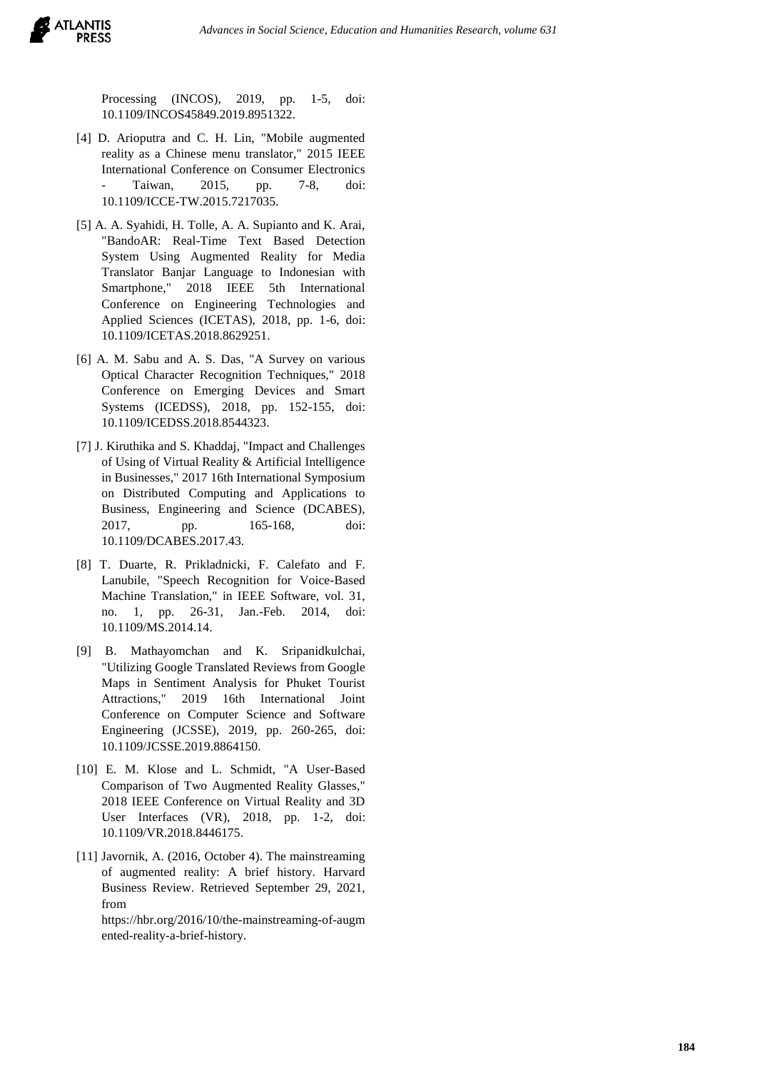Processing (INCOS), 2019, pp. 1-5, doi: 10.1109/INCOS45849.2019.8951322.

[4] D. Arioputra and C. H. Lin, "Mobile augmented reality as a Chinese menu translator," 2015 IEEE International Conference on Consumer Electronics - Taiwan, 2015, pp. 7-8, doi: 10.1109/ICCE-TW.2015.7217035.

[5] A. A. Syahidi, H. Tolle, A. A. Supianto and K. Arai, "BandoAR: Real-Time Text Based Detection System Using Augmented Reality for Media Translator Banjar Language to Indonesian with Smartphone," 2018 IEEE 5th International Conference on Engineering Technologies and Applied Sciences (ICETAS), 2018, pp. 1-6, doi: 10.1109/ICETAS.2018.8629251.

[6] A. M. Sabu and A. S. Das, "A Survey on various Optical Character Recognition Techniques," 2018 Conference on Emerging Devices and Smart Systems (ICEDSS), 2018, pp. 152-155, doi: 10.1109/ICEDSS.2018.8544323.

[7] J. Kiruthika and S. Khaddaj, "Impact and Challenges of Using of Virtual Reality & Artificial Intelligence in Businesses," 2017 16th International Symposium on Distributed Computing and Applications to Business, Engineering and Science (DCABES), 2017, pp. 165-168, doi: 10.1109/DCABES.2017.43.

[8] T. Duarte, R. Prikladnicki, F. Calefato and F. Lanubile, "Speech Recognition for Voice-Based Machine Translation," in IEEE Software, vol. 31, no. 1, pp. 26-31, Jan.-Feb. 2014, doi: 10.1109/MS.2014.14.

[9] B. Mathayomchan and K. Sripanidkulchai, "Utilizing Google Translated Reviews from Google Maps in Sentiment Analysis for Phuket Tourist Attractions," 2019 16th International Joint Conference on Computer Science and Software Engineering (JCSSE), 2019, pp. 260-265, doi: 10.1109/JCSSE.2019.8864150.

[10] E. M. Klose and L. Schmidt, "A User-Based Comparison of Two Augmented Reality Glasses," 2018 IEEE Conference on Virtual Reality and 3D User Interfaces (VR), 2018, pp. 1-2, doi: 10.1109/VR.2018.8446175.

[11] Javornik, A. (2016, October 4). The mainstreaming of augmented reality: A brief history. Harvard Business Review. Retrieved September 29, 2021, from https://hbr.org/2016/10/the-mainstreaming-of-augmented-reality-a-brief-history.